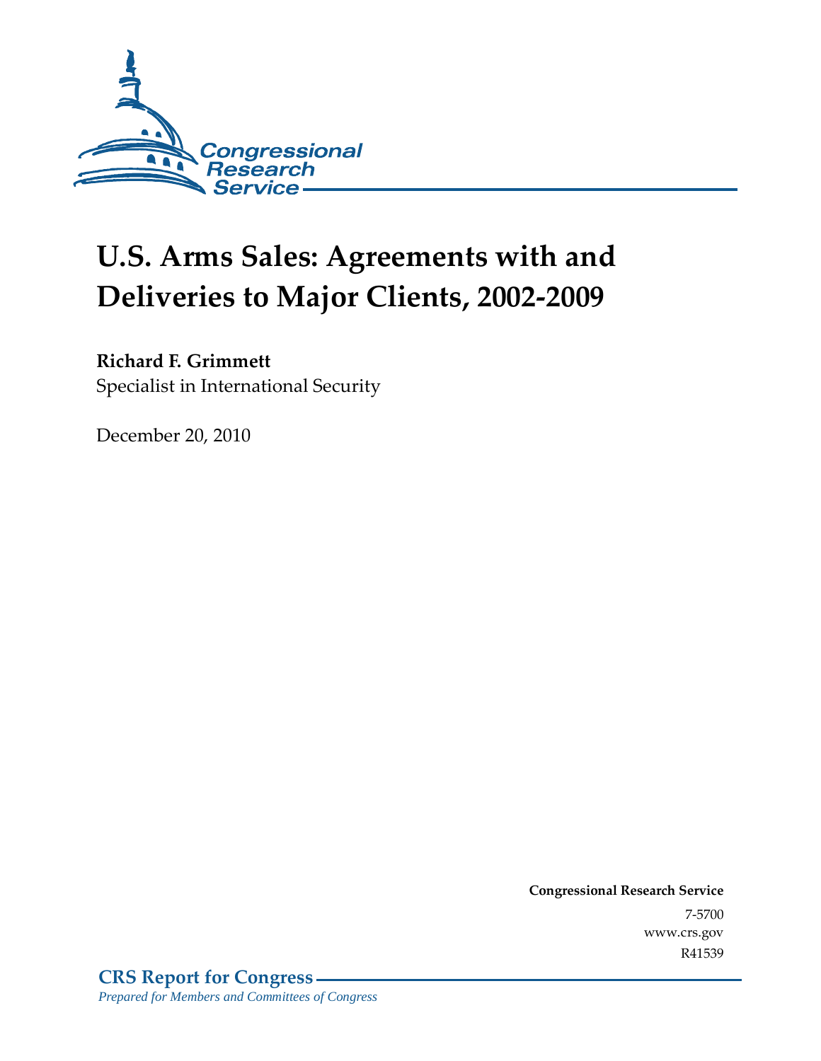Congressional Research Service

# U.S. Arms Sales: Agreements with and Deliveries to Major Clients, 2002-2009

**Richard F. Grimmett**
Specialist in International Security

December 20, 2010

**Congressional Research Service**
7-5700
www.crs.gov
R41539

**CRS Report for Congress**
*Prepared for Members and Committees of Congress*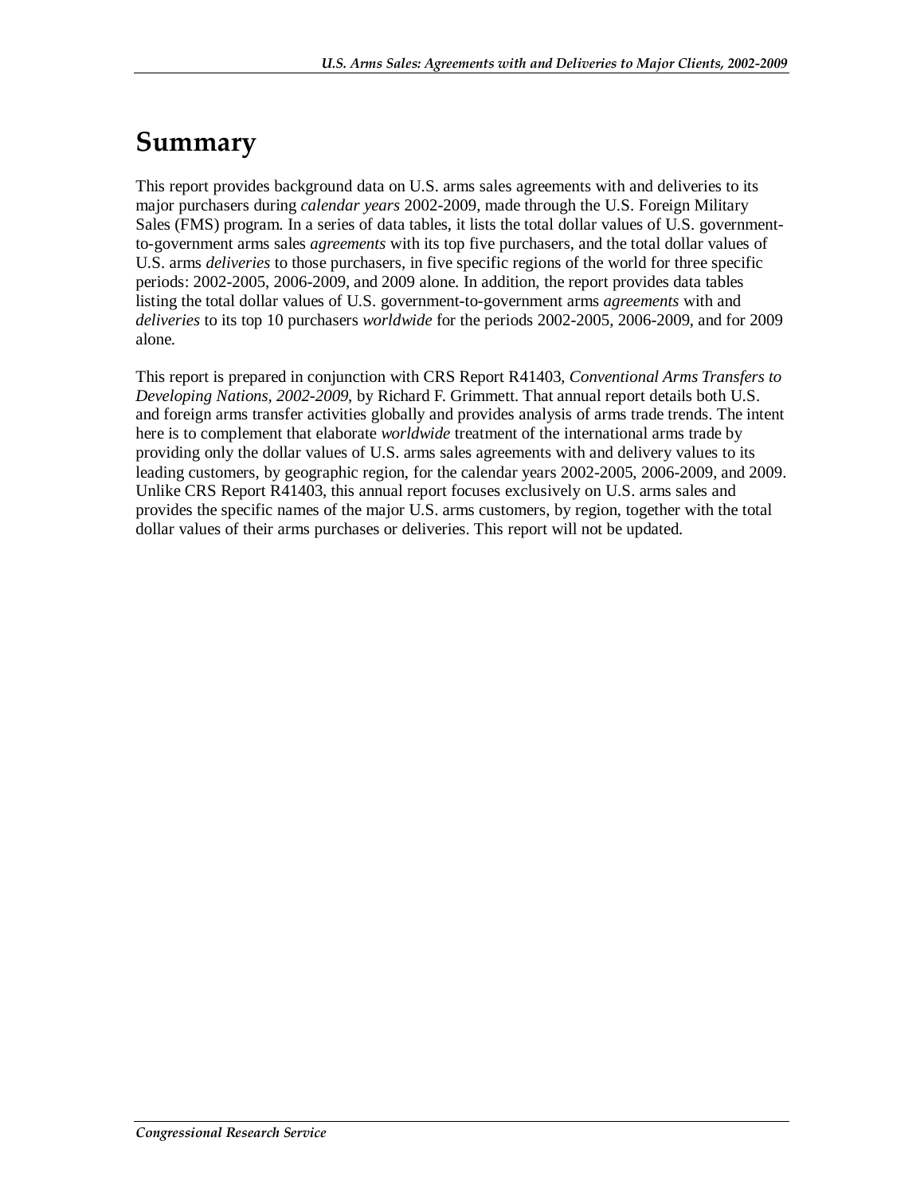# Summary

This report provides background data on U.S. arms sales agreements with and deliveries to its major purchasers during *calendar years* 2002-2009, made through the U.S. Foreign Military Sales (FMS) program. In a series of data tables, it lists the total dollar values of U.S. government-to-government arms sales *agreements* with its top five purchasers, and the total dollar values of U.S. arms *deliveries* to those purchasers, in five specific regions of the world for three specific periods: 2002-2005, 2006-2009, and 2009 alone. In addition, the report provides data tables listing the total dollar values of U.S. government-to-government arms *agreements* with and *deliveries* to its top 10 purchasers *worldwide* for the periods 2002-2005, 2006-2009, and for 2009 alone.

This report is prepared in conjunction with CRS Report R41403, *Conventional Arms Transfers to Developing Nations, 2002-2009*, by Richard F. Grimmett. That annual report details both U.S. and foreign arms transfer activities globally and provides analysis of arms trade trends. The intent here is to complement that elaborate *worldwide* treatment of the international arms trade by providing only the dollar values of U.S. arms sales agreements with and delivery values to its leading customers, by geographic region, for the calendar years 2002-2005, 2006-2009, and 2009. Unlike CRS Report R41403, this annual report focuses exclusively on U.S. arms sales and provides the specific names of the major U.S. arms customers, by region, together with the total dollar values of their arms purchases or deliveries. This report will not be updated.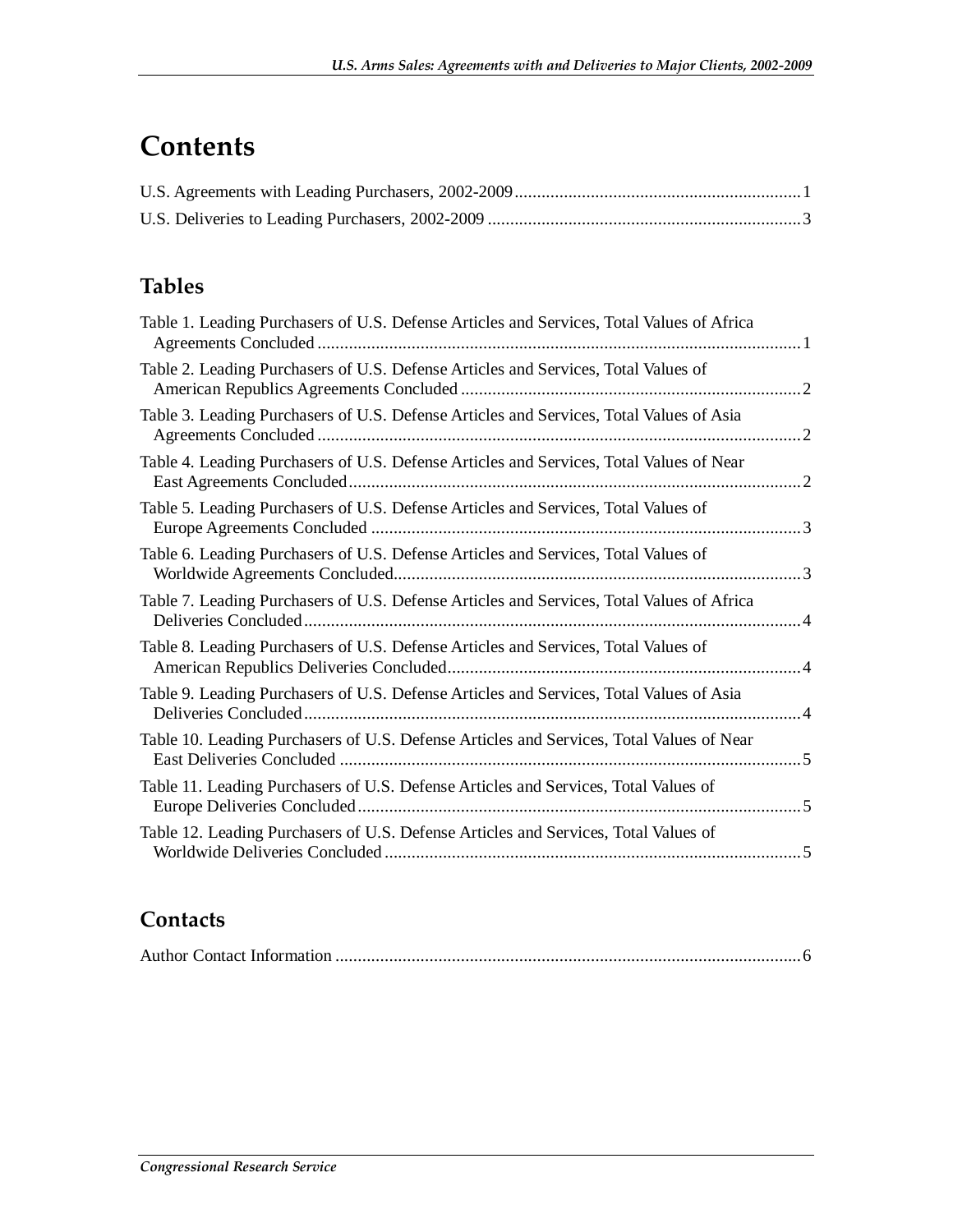# Contents

U.S. Agreements with Leading Purchasers, 2002-2009 ............................................................... 1
U.S. Deliveries to Leading Purchasers, 2002-2009 ..................................................................... 3

## Tables

Table 1. Leading Purchasers of U.S. Defense Articles and Services, Total Values of Africa Agreements Concluded ........................................................................................................... 1

Table 2. Leading Purchasers of U.S. Defense Articles and Services, Total Values of American Republics Agreements Concluded ........................................................................... 2

Table 3. Leading Purchasers of U.S. Defense Articles and Services, Total Values of Asia Agreements Concluded ........................................................................................................... 2

Table 4. Leading Purchasers of U.S. Defense Articles and Services, Total Values of Near East Agreements Concluded .................................................................................................... 2

Table 5. Leading Purchasers of U.S. Defense Articles and Services, Total Values of Europe Agreements Concluded ............................................................................................... 3

Table 6. Leading Purchasers of U.S. Defense Articles and Services, Total Values of Worldwide Agreements Concluded.......................................................................................... 3

Table 7. Leading Purchasers of U.S. Defense Articles and Services, Total Values of Africa Deliveries Concluded .............................................................................................................. 4

Table 8. Leading Purchasers of U.S. Defense Articles and Services, Total Values of American Republics Deliveries Concluded.............................................................................. 4

Table 9. Leading Purchasers of U.S. Defense Articles and Services, Total Values of Asia Deliveries Concluded .............................................................................................................. 4

Table 10. Leading Purchasers of U.S. Defense Articles and Services, Total Values of Near East Deliveries Concluded ...................................................................................................... 5

Table 11. Leading Purchasers of U.S. Defense Articles and Services, Total Values of Europe Deliveries Concluded .................................................................................................. 5

Table 12. Leading Purchasers of U.S. Defense Articles and Services, Total Values of Worldwide Deliveries Concluded ............................................................................................ 5

## Contacts

Author Contact Information ....................................................................................................... 6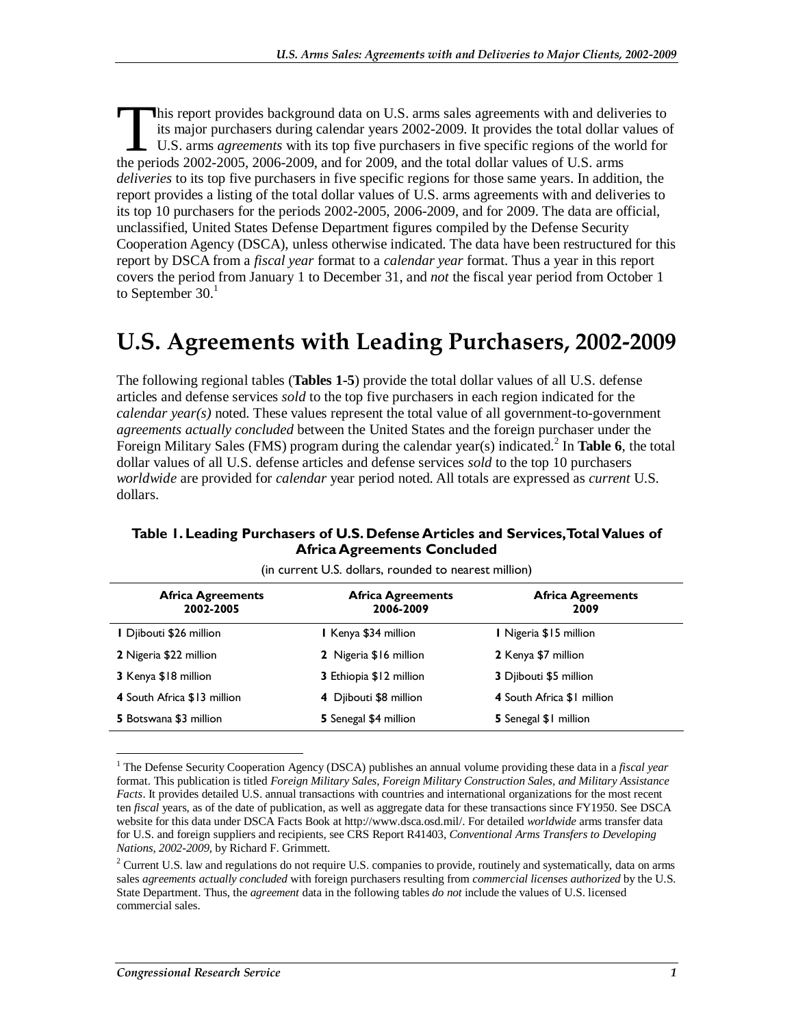This report provides background data on U.S. arms sales agreements with and deliveries to its major purchasers during calendar years 2002-2009. It provides the total dollar values of U.S. arms *agreements* with its top five purchasers in five specific regions of the world for the periods 2002-2005, 2006-2009, and for 2009, and the total dollar values of U.S. arms *deliveries* to its top five purchasers in five specific regions for those same years. In addition, the report provides a listing of the total dollar values of U.S. arms agreements with and deliveries to its top 10 purchasers for the periods 2002-2005, 2006-2009, and for 2009. The data are official, unclassified, United States Defense Department figures compiled by the Defense Security Cooperation Agency (DSCA), unless otherwise indicated. The data have been restructured for this report by DSCA from a *fiscal year* format to a *calendar year* format. Thus a year in this report covers the period from January 1 to December 31, and *not* the fiscal year period from October 1 to September 30.[1]

# U.S. Agreements with Leading Purchasers, 2002-2009

The following regional tables (**Tables 1-5**) provide the total dollar values of all U.S. defense articles and defense services *sold* to the top five purchasers in each region indicated for the *calendar year(s)* noted. These values represent the total value of all government-to-government *agreements actually concluded* between the United States and the foreign purchaser under the Foreign Military Sales (FMS) program during the calendar year(s) indicated.[2] In **Table 6**, the total dollar values of all U.S. defense articles and defense services *sold* to the top 10 purchasers *worldwide* are provided for *calendar* year period noted. All totals are expressed as *current* U.S. dollars.

**Table 1. Leading Purchasers of U.S. Defense Articles and Services, Total Values of Africa Agreements Concluded**

(in current U.S. dollars, rounded to nearest million)

| Africa Agreements 2002-2005 | Africa Agreements 2006-2009 | Africa Agreements 2009 |
|---|---|---|
| **1** Djibouti $26 million | **1** Kenya $34 million | **1** Nigeria $15 million |
| **2** Nigeria $22 million | **2** Nigeria $16 million | **2** Kenya $7 million |
| **3** Kenya $18 million | **3** Ethiopia $12 million | **3** Djibouti $5 million |
| **4** South Africa $13 million | **4** Djibouti $8 million | **4** South Africa $1 million |
| **5** Botswana $3 million | **5** Senegal $4 million | **5** Senegal $1 million |

---

[1] The Defense Security Cooperation Agency (DSCA) publishes an annual volume providing these data in a *fiscal year* format. This publication is titled *Foreign Military Sales, Foreign Military Construction Sales, and Military Assistance Facts*. It provides detailed U.S. annual transactions with countries and international organizations for the most recent ten *fiscal* years, as of the date of publication, as well as aggregate data for these transactions since FY1950. See DSCA website for this data under DSCA Facts Book at http://www.dsca.osd.mil/. For detailed *worldwide* arms transfer data for U.S. and foreign suppliers and recipients, see CRS Report R41403, *Conventional Arms Transfers to Developing Nations, 2002-2009,* by Richard F. Grimmett.

[2] Current U.S. law and regulations do not require U.S. companies to provide, routinely and systematically, data on arms sales *agreements actually concluded* with foreign purchasers resulting from *commercial licenses authorized* by the U.S. State Department. Thus, the *agreement* data in the following tables *do not* include the values of U.S. licensed commercial sales.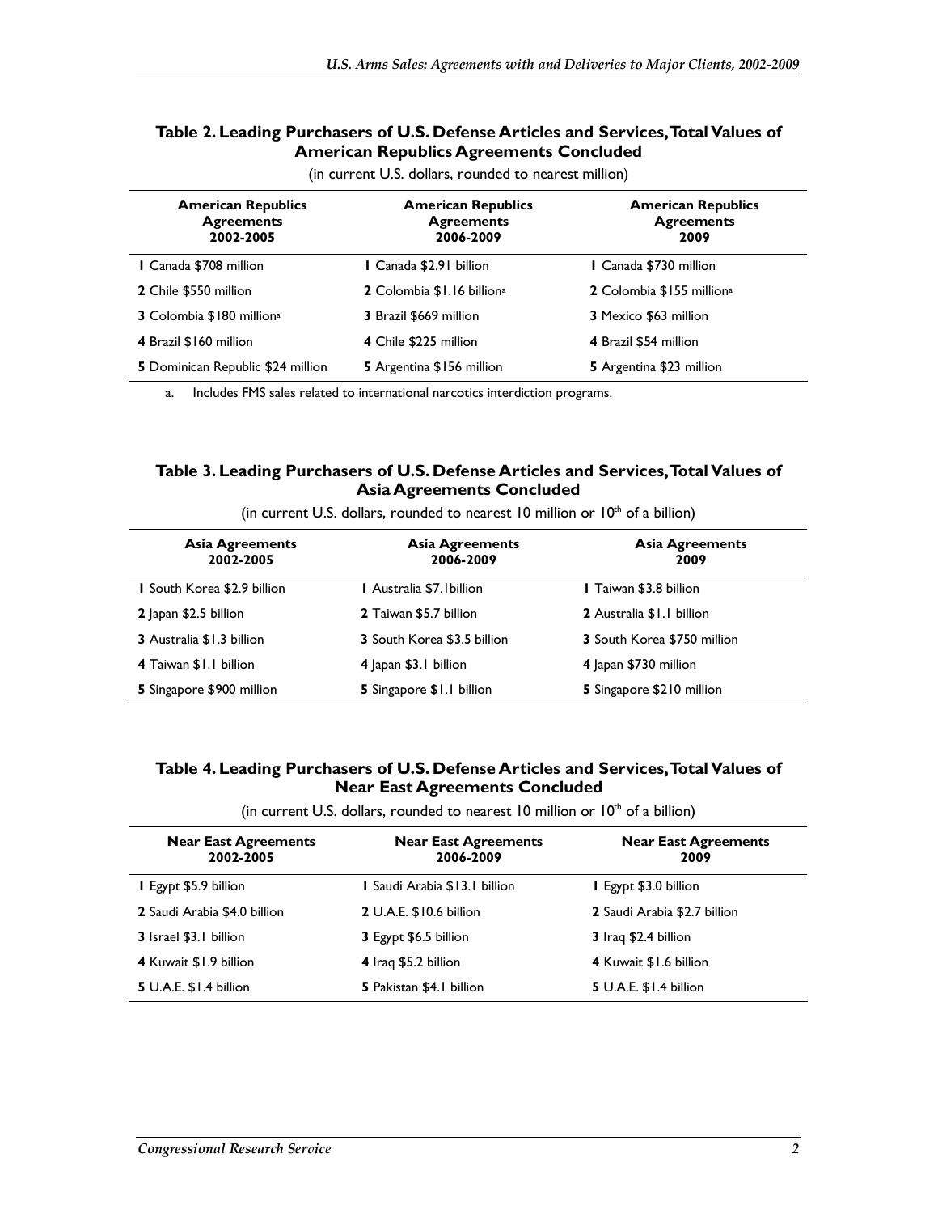### Table 2. Leading Purchasers of U.S. Defense Articles and Services, Total Values of American Republics Agreements Concluded

(in current U.S. dollars, rounded to nearest million)

| American Republics Agreements 2002-2005 | American Republics Agreements 2006-2009 | American Republics Agreements 2009 |
|---|---|---|
| **1** Canada $708 million | **1** Canada $2.91 billion | **1** Canada $730 million |
| **2** Chile $550 million | **2** Colombia $1.16 billion[a] | **2** Colombia $155 million[a] |
| **3** Colombia $180 million[a] | **3** Brazil $669 million | **3** Mexico $63 million |
| **4** Brazil $160 million | **4** Chile $225 million | **4** Brazil $54 million |
| **5** Dominican Republic $24 million | **5** Argentina $156 million | **5** Argentina $23 million |

a. Includes FMS sales related to international narcotics interdiction programs.

### Table 3. Leading Purchasers of U.S. Defense Articles and Services, Total Values of Asia Agreements Concluded

(in current U.S. dollars, rounded to nearest 10 million or 10th of a billion)

| Asia Agreements 2002-2005 | Asia Agreements 2006-2009 | Asia Agreements 2009 |
|---|---|---|
| **1** South Korea $2.9 billion | **1** Australia $7.1billion | **1** Taiwan $3.8 billion |
| **2** Japan $2.5 billion | **2** Taiwan $5.7 billion | **2** Australia $1.1 billion |
| **3** Australia $1.3 billion | **3** South Korea $3.5 billion | **3** South Korea $750 million |
| **4** Taiwan $1.1 billion | **4** Japan $3.1 billion | **4** Japan $730 million |
| **5** Singapore $900 million | **5** Singapore $1.1 billion | **5** Singapore $210 million |

### Table 4. Leading Purchasers of U.S. Defense Articles and Services, Total Values of Near East Agreements Concluded

(in current U.S. dollars, rounded to nearest 10 million or 10th of a billion)

| Near East Agreements 2002-2005 | Near East Agreements 2006-2009 | Near East Agreements 2009 |
|---|---|---|
| **1** Egypt $5.9 billion | **1** Saudi Arabia $13.1 billion | **1** Egypt $3.0 billion |
| **2** Saudi Arabia $4.0 billion | **2** U.A.E. $10.6 billion | **2** Saudi Arabia $2.7 billion |
| **3** Israel $3.1 billion | **3** Egypt $6.5 billion | **3** Iraq $2.4 billion |
| **4** Kuwait $1.9 billion | **4** Iraq $5.2 billion | **4** Kuwait $1.6 billion |
| **5** U.A.E. $1.4 billion | **5** Pakistan $4.1 billion | **5** U.A.E. $1.4 billion |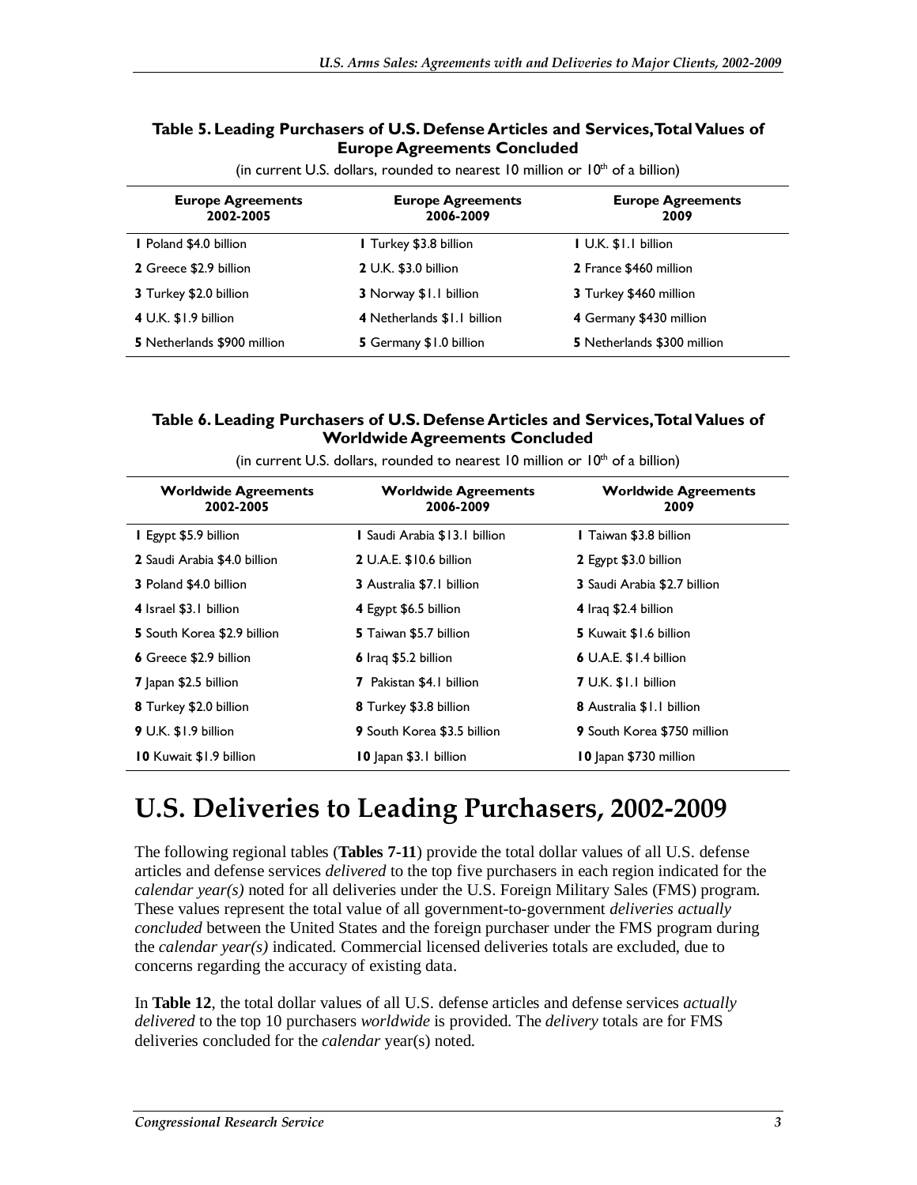**Table 5. Leading Purchasers of U.S. Defense Articles and Services, Total Values of Europe Agreements Concluded**

(in current U.S. dollars, rounded to nearest 10 million or 10th of a billion)

| Europe Agreements 2002-2005 | Europe Agreements 2006-2009 | Europe Agreements 2009 |
|---|---|---|
| **1** Poland $4.0 billion | **1** Turkey $3.8 billion | **1** U.K. $1.1 billion |
| **2** Greece $2.9 billion | **2** U.K. $3.0 billion | **2** France $460 million |
| **3** Turkey $2.0 billion | **3** Norway $1.1 billion | **3** Turkey $460 million |
| **4** U.K. $1.9 billion | **4** Netherlands $1.1 billion | **4** Germany $430 million |
| **5** Netherlands $900 million | **5** Germany $1.0 billion | **5** Netherlands $300 million |

**Table 6. Leading Purchasers of U.S. Defense Articles and Services, Total Values of Worldwide Agreements Concluded**

(in current U.S. dollars, rounded to nearest 10 million or 10th of a billion)

| Worldwide Agreements 2002-2005 | Worldwide Agreements 2006-2009 | Worldwide Agreements 2009 |
|---|---|---|
| **1** Egypt $5.9 billion | **1** Saudi Arabia $13.1 billion | **1** Taiwan $3.8 billion |
| **2** Saudi Arabia $4.0 billion | **2** U.A.E. $10.6 billion | **2** Egypt $3.0 billion |
| **3** Poland $4.0 billion | **3** Australia $7.1 billion | **3** Saudi Arabia $2.7 billion |
| **4** Israel $3.1 billion | **4** Egypt $6.5 billion | **4** Iraq $2.4 billion |
| **5** South Korea $2.9 billion | **5** Taiwan $5.7 billion | **5** Kuwait $1.6 billion |
| **6** Greece $2.9 billion | **6** Iraq $5.2 billion | **6** U.A.E. $1.4 billion |
| **7** Japan $2.5 billion | **7** Pakistan $4.1 billion | **7** U.K. $1.1 billion |
| **8** Turkey $2.0 billion | **8** Turkey $3.8 billion | **8** Australia $1.1 billion |
| **9** U.K. $1.9 billion | **9** South Korea $3.5 billion | **9** South Korea $750 million |
| **10** Kuwait $1.9 billion | **10** Japan $3.1 billion | **10** Japan $730 million |

# U.S. Deliveries to Leading Purchasers, 2002-2009

The following regional tables (**Tables 7-11**) provide the total dollar values of all U.S. defense articles and defense services *delivered* to the top five purchasers in each region indicated for the *calendar year(s)* noted for all deliveries under the U.S. Foreign Military Sales (FMS) program. These values represent the total value of all government-to-government *deliveries actually concluded* between the United States and the foreign purchaser under the FMS program during the *calendar year(s)* indicated. Commercial licensed deliveries totals are excluded, due to concerns regarding the accuracy of existing data.

In **Table 12**, the total dollar values of all U.S. defense articles and defense services *actually delivered* to the top 10 purchasers *worldwide* is provided. The *delivery* totals are for FMS deliveries concluded for the *calendar* year(s) noted.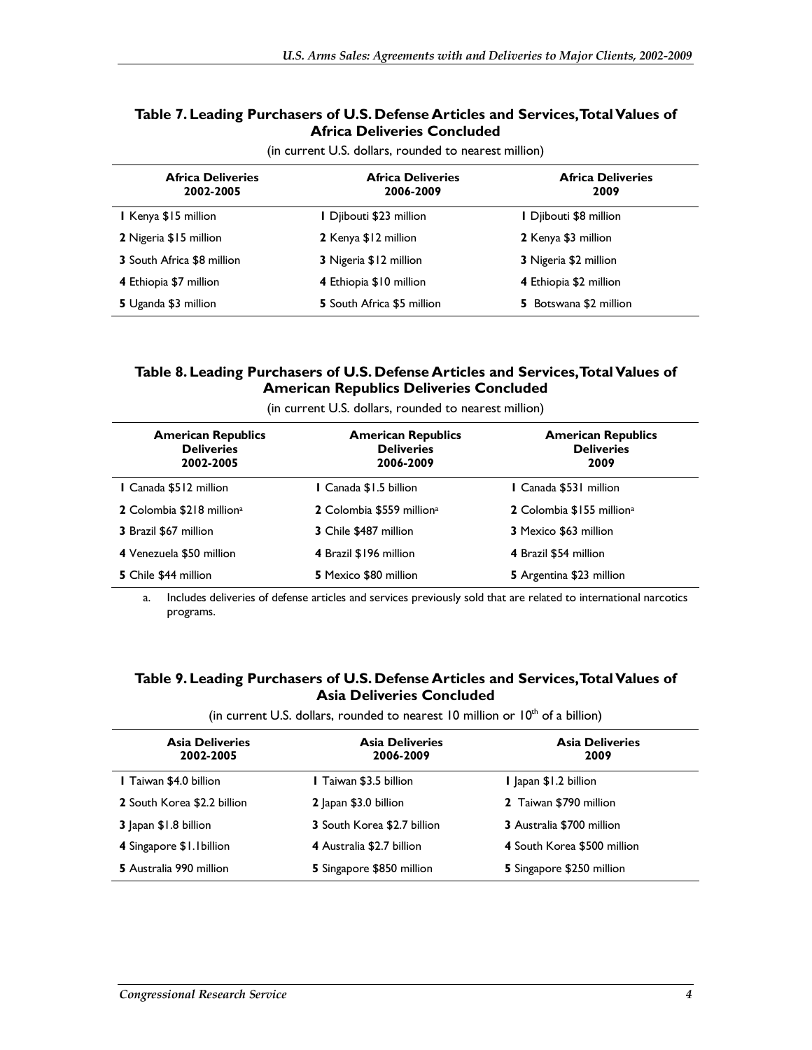### Table 7. Leading Purchasers of U.S. Defense Articles and Services, Total Values of Africa Deliveries Concluded

(in current U.S. dollars, rounded to nearest million)

| Africa Deliveries 2002-2005 | Africa Deliveries 2006-2009 | Africa Deliveries 2009 |
|---|---|---|
| **1** Kenya $15 million | **1** Djibouti $23 million | **1** Djibouti $8 million |
| **2** Nigeria $15 million | **2** Kenya $12 million | **2** Kenya $3 million |
| **3** South Africa $8 million | **3** Nigeria $12 million | **3** Nigeria $2 million |
| **4** Ethiopia $7 million | **4** Ethiopia $10 million | **4** Ethiopia $2 million |
| **5** Uganda $3 million | **5** South Africa $5 million | **5** Botswana $2 million |

### Table 8. Leading Purchasers of U.S. Defense Articles and Services, Total Values of American Republics Deliveries Concluded

(in current U.S. dollars, rounded to nearest million)

| American Republics Deliveries 2002-2005 | American Republics Deliveries 2006-2009 | American Republics Deliveries 2009 |
|---|---|---|
| **1** Canada $512 million | **1** Canada $1.5 billion | **1** Canada $531 million |
| **2** Colombia $218 million[a] | **2** Colombia $559 million[a] | **2** Colombia $155 million[a] |
| **3** Brazil $67 million | **3** Chile $487 million | **3** Mexico $63 million |
| **4** Venezuela $50 million | **4** Brazil $196 million | **4** Brazil $54 million |
| **5** Chile $44 million | **5** Mexico $80 million | **5** Argentina $23 million |

a. Includes deliveries of defense articles and services previously sold that are related to international narcotics programs.

### Table 9. Leading Purchasers of U.S. Defense Articles and Services, Total Values of Asia Deliveries Concluded

(in current U.S. dollars, rounded to nearest 10 million or 10th of a billion)

| Asia Deliveries 2002-2005 | Asia Deliveries 2006-2009 | Asia Deliveries 2009 |
|---|---|---|
| **1** Taiwan $4.0 billion | **1** Taiwan $3.5 billion | **1** Japan $1.2 billion |
| **2** South Korea $2.2 billion | **2** Japan $3.0 billion | **2** Taiwan $790 million |
| **3** Japan $1.8 billion | **3** South Korea $2.7 billion | **3** Australia $700 million |
| **4** Singapore $1.1billion | **4** Australia $2.7 billion | **4** South Korea $500 million |
| **5** Australia 990 million | **5** Singapore $850 million | **5** Singapore $250 million |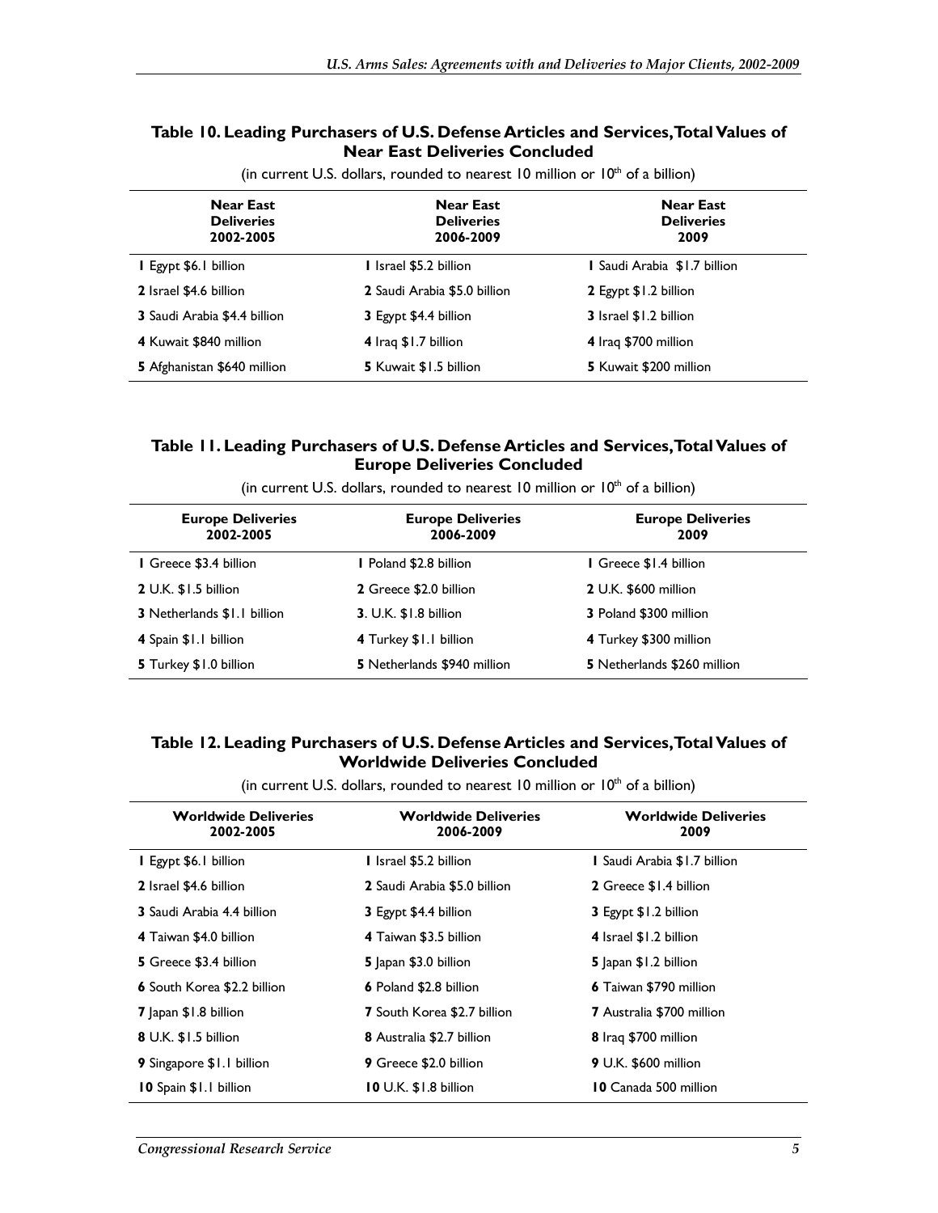**Table 10. Leading Purchasers of U.S. Defense Articles and Services, Total Values of Near East Deliveries Concluded**

(in current U.S. dollars, rounded to nearest 10 million or 10th of a billion)

| Near East Deliveries 2002-2005 | Near East Deliveries 2006-2009 | Near East Deliveries 2009 |
|---|---|---|
| **1** Egypt $6.1 billion | **1** Israel $5.2 billion | **1** Saudi Arabia $1.7 billion |
| **2** Israel $4.6 billion | **2** Saudi Arabia $5.0 billion | **2** Egypt $1.2 billion |
| **3** Saudi Arabia $4.4 billion | **3** Egypt $4.4 billion | **3** Israel $1.2 billion |
| **4** Kuwait $840 million | **4** Iraq $1.7 billion | **4** Iraq $700 million |
| **5** Afghanistan $640 million | **5** Kuwait $1.5 billion | **5** Kuwait $200 million |

**Table 11. Leading Purchasers of U.S. Defense Articles and Services, Total Values of Europe Deliveries Concluded**

(in current U.S. dollars, rounded to nearest 10 million or 10th of a billion)

| Europe Deliveries 2002-2005 | Europe Deliveries 2006-2009 | Europe Deliveries 2009 |
|---|---|---|
| **1** Greece $3.4 billion | **1** Poland $2.8 billion | **1** Greece $1.4 billion |
| **2** U.K. $1.5 billion | **2** Greece $2.0 billion | **2** U.K. $600 million |
| **3** Netherlands $1.1 billion | **3**. U.K. $1.8 billion | **3** Poland $300 million |
| **4** Spain $1.1 billion | **4** Turkey $1.1 billion | **4** Turkey $300 million |
| **5** Turkey $1.0 billion | **5** Netherlands $940 million | **5** Netherlands $260 million |

**Table 12. Leading Purchasers of U.S. Defense Articles and Services, Total Values of Worldwide Deliveries Concluded**

(in current U.S. dollars, rounded to nearest 10 million or 10th of a billion)

| Worldwide Deliveries 2002-2005 | Worldwide Deliveries 2006-2009 | Worldwide Deliveries 2009 |
|---|---|---|
| **1** Egypt $6.1 billion | **1** Israel $5.2 billion | **1** Saudi Arabia $1.7 billion |
| **2** Israel $4.6 billion | **2** Saudi Arabia $5.0 billion | **2** Greece $1.4 billion |
| **3** Saudi Arabia 4.4 billion | **3** Egypt $4.4 billion | **3** Egypt $1.2 billion |
| **4** Taiwan $4.0 billion | **4** Taiwan $3.5 billion | **4** Israel $1.2 billion |
| **5** Greece $3.4 billion | **5** Japan $3.0 billion | **5** Japan $1.2 billion |
| **6** South Korea $2.2 billion | **6** Poland $2.8 billion | **6** Taiwan $790 million |
| **7** Japan $1.8 billion | **7** South Korea $2.7 billion | **7** Australia $700 million |
| **8** U.K. $1.5 billion | **8** Australia $2.7 billion | **8** Iraq $700 million |
| **9** Singapore $1.1 billion | **9** Greece $2.0 billion | **9** U.K. $600 million |
| **10** Spain $1.1 billion | **10** U.K. $1.8 billion | **10** Canada 500 million |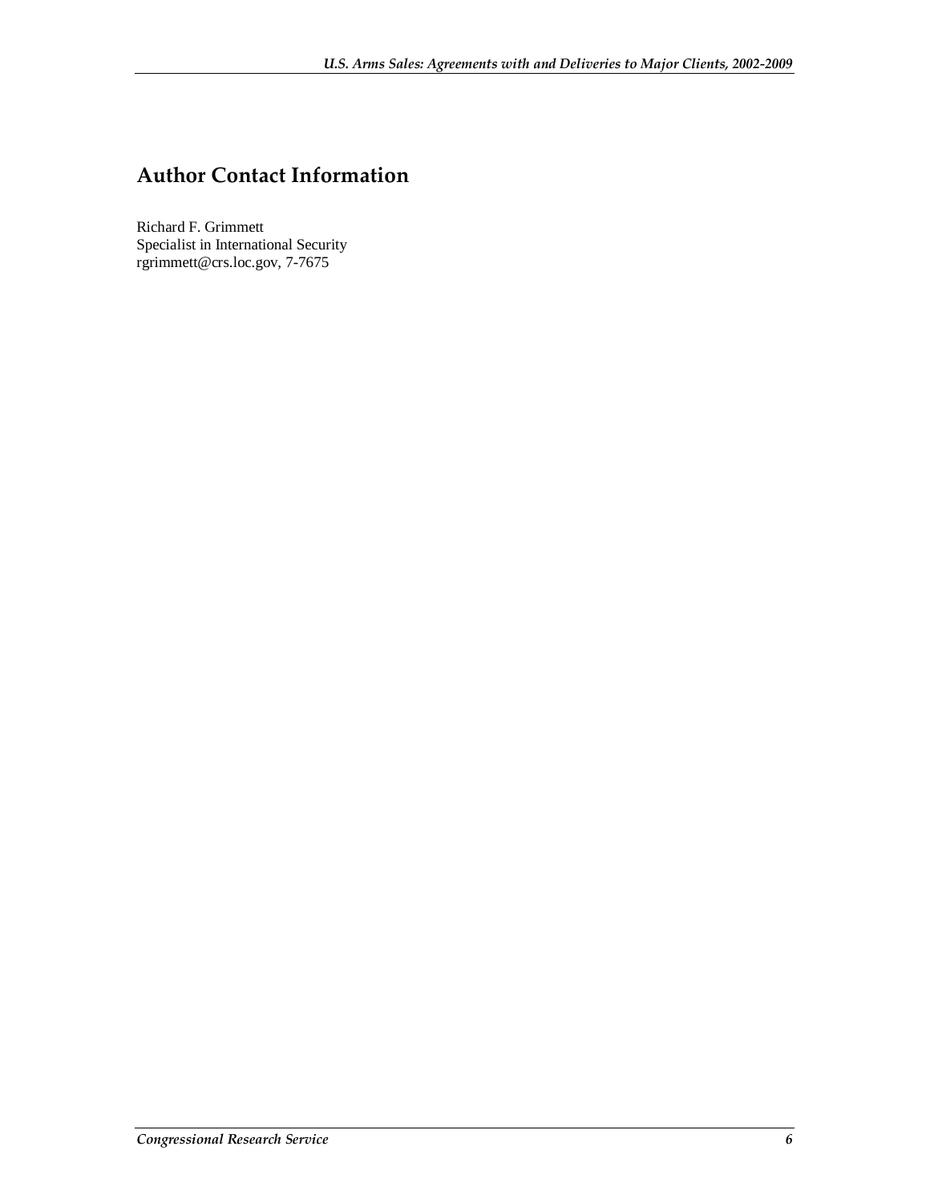## Author Contact Information

Richard F. Grimmett
Specialist in International Security
rgrimmett@crs.loc.gov, 7-7675